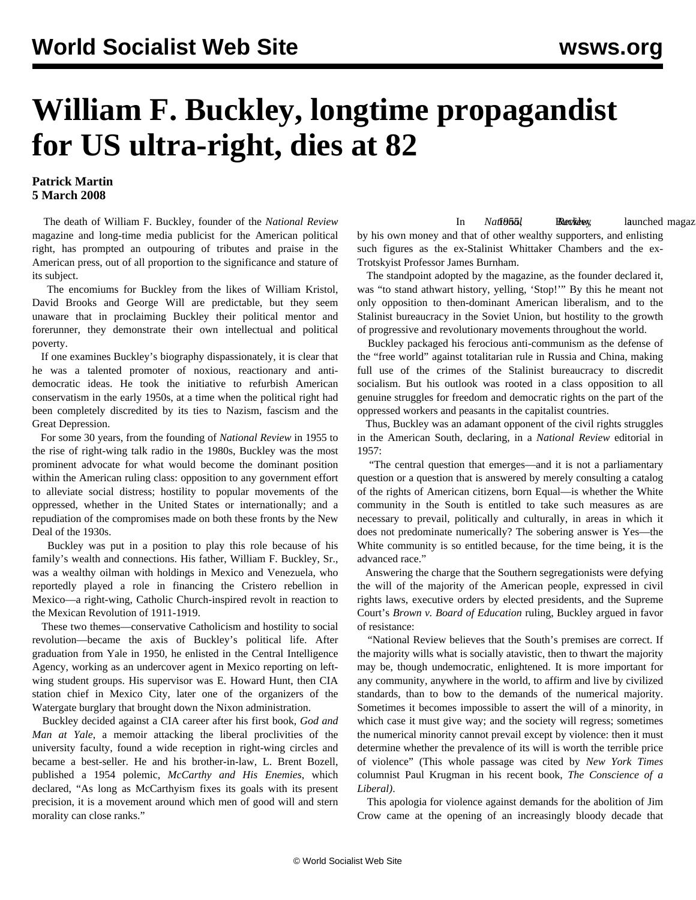# William F. Buckley, longtime propagandist for US ultra-right, dies at 82

**Patrick Martin**
**5 March 2008**

The death of William F. Buckley, founder of the *National Review* magazine and long-time media publicist for the American political right, has prompted an outpouring of tributes and praise in the American press, out of all proportion to the significance and stature of its subject.

The encomiums for Buckley from the likes of William Kristol, David Brooks and George Will are predictable, but they seem unaware that in proclaiming Buckley their political mentor and forerunner, they demonstrate their own intellectual and political poverty.

If one examines Buckley's biography dispassionately, it is clear that he was a talented promoter of noxious, reactionary and anti-democratic ideas. He took the initiative to refurbish American conservatism in the early 1950s, at a time when the political right had been completely discredited by its ties to Nazism, fascism and the Great Depression.

For some 30 years, from the founding of *National Review* in 1955 to the rise of right-wing talk radio in the 1980s, Buckley was the most prominent advocate for what would become the dominant position within the American ruling class: opposition to any government effort to alleviate social distress; hostility to popular movements of the oppressed, whether in the United States or internationally; and a repudiation of the compromises made on both these fronts by the New Deal of the 1930s.

Buckley was put in a position to play this role because of his family's wealth and connections. His father, William F. Buckley, Sr., was a wealthy oilman with holdings in Mexico and Venezuela, who reportedly played a role in financing the Cristero rebellion in Mexico—a right-wing, Catholic Church-inspired revolt in reaction to the Mexican Revolution of 1911-1919.

These two themes—conservative Catholicism and hostility to social revolution—became the axis of Buckley's political life. After graduation from Yale in 1950, he enlisted in the Central Intelligence Agency, working as an undercover agent in Mexico reporting on left-wing student groups. His supervisor was E. Howard Hunt, then CIA station chief in Mexico City, later one of the organizers of the Watergate burglary that brought down the Nixon administration.

Buckley decided against a CIA career after his first book, *God and Man at Yale*, a memoir attacking the liberal proclivities of the university faculty, found a wide reception in right-wing circles and became a best-seller. He and his brother-in-law, L. Brent Bozell, published a 1954 polemic, *McCarthy and His Enemies*, which declared, "As long as McCarthyism fixes its goals with its present precision, it is a movement around which men of good will and stern morality can close ranks."

In 1955, Buckley launched *National Review*, financed by his own money and that of other wealthy supporters, and enlisting such figures as the ex-Stalinist Whittaker Chambers and the ex-Trotskyist Professor James Burnham.

The standpoint adopted by the magazine, as the founder declared it, was "to stand athwart history, yelling, 'Stop!'" By this he meant not only opposition to then-dominant American liberalism, and to the Stalinist bureaucracy in the Soviet Union, but hostility to the growth of progressive and revolutionary movements throughout the world.

Buckley packaged his ferocious anti-communism as the defense of the "free world" against totalitarian rule in Russia and China, making full use of the crimes of the Stalinist bureaucracy to discredit socialism. But his outlook was rooted in a class opposition to all genuine struggles for freedom and democratic rights on the part of the oppressed workers and peasants in the capitalist countries.

Thus, Buckley was an adamant opponent of the civil rights struggles in the American South, declaring, in a *National Review* editorial in 1957:

"The central question that emerges—and it is not a parliamentary question or a question that is answered by merely consulting a catalog of the rights of American citizens, born Equal—is whether the White community in the South is entitled to take such measures as are necessary to prevail, politically and culturally, in areas in which it does not predominate numerically? The sobering answer is Yes—the White community is so entitled because, for the time being, it is the advanced race."

Answering the charge that the Southern segregationists were defying the will of the majority of the American people, expressed in civil rights laws, executive orders by elected presidents, and the Supreme Court's *Brown v. Board of Education* ruling, Buckley argued in favor of resistance:

"National Review believes that the South's premises are correct. If the majority wills what is socially atavistic, then to thwart the majority may be, though undemocratic, enlightened. It is more important for any community, anywhere in the world, to affirm and live by civilized standards, than to bow to the demands of the numerical majority. Sometimes it becomes impossible to assert the will of a minority, in which case it must give way; and the society will regress; sometimes the numerical minority cannot prevail except by violence: then it must determine whether the prevalence of its will is worth the terrible price of violence" (This whole passage was cited by *New York Times* columnist Paul Krugman in his recent book, *The Conscience of a Liberal*).

This apologia for violence against demands for the abolition of Jim Crow came at the opening of an increasingly bloody decade that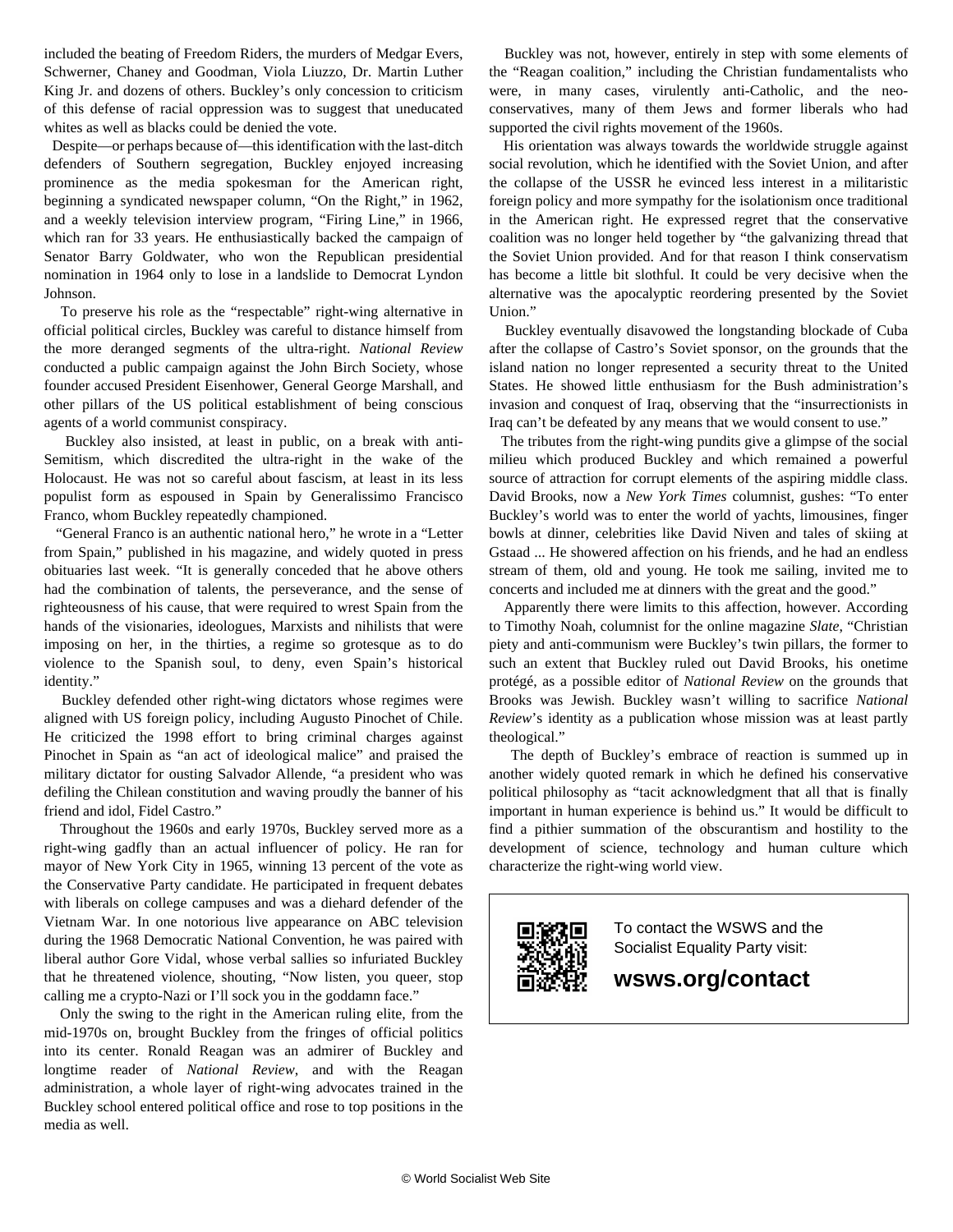included the beating of Freedom Riders, the murders of Medgar Evers, Schwerner, Chaney and Goodman, Viola Liuzzo, Dr. Martin Luther King Jr. and dozens of others. Buckley's only concession to criticism of this defense of racial oppression was to suggest that uneducated whites as well as blacks could be denied the vote.

Despite—or perhaps because of—this identification with the last-ditch defenders of Southern segregation, Buckley enjoyed increasing prominence as the media spokesman for the American right, beginning a syndicated newspaper column, "On the Right," in 1962, and a weekly television interview program, "Firing Line," in 1966, which ran for 33 years. He enthusiastically backed the campaign of Senator Barry Goldwater, who won the Republican presidential nomination in 1964 only to lose in a landslide to Democrat Lyndon Johnson.

To preserve his role as the "respectable" right-wing alternative in official political circles, Buckley was careful to distance himself from the more deranged segments of the ultra-right. *National Review* conducted a public campaign against the John Birch Society, whose founder accused President Eisenhower, General George Marshall, and other pillars of the US political establishment of being conscious agents of a world communist conspiracy.

Buckley also insisted, at least in public, on a break with anti-Semitism, which discredited the ultra-right in the wake of the Holocaust. He was not so careful about fascism, at least in its less populist form as espoused in Spain by Generalissimo Francisco Franco, whom Buckley repeatedly championed.

"General Franco is an authentic national hero," he wrote in a "Letter from Spain," published in his magazine, and widely quoted in press obituaries last week. "It is generally conceded that he above others had the combination of talents, the perseverance, and the sense of righteousness of his cause, that were required to wrest Spain from the hands of the visionaries, ideologues, Marxists and nihilists that were imposing on her, in the thirties, a regime so grotesque as to do violence to the Spanish soul, to deny, even Spain's historical identity."

Buckley defended other right-wing dictators whose regimes were aligned with US foreign policy, including Augusto Pinochet of Chile. He criticized the 1998 effort to bring criminal charges against Pinochet in Spain as "an act of ideological malice" and praised the military dictator for ousting Salvador Allende, "a president who was defiling the Chilean constitution and waving proudly the banner of his friend and idol, Fidel Castro."

Throughout the 1960s and early 1970s, Buckley served more as a right-wing gadfly than an actual influencer of policy. He ran for mayor of New York City in 1965, winning 13 percent of the vote as the Conservative Party candidate. He participated in frequent debates with liberals on college campuses and was a diehard defender of the Vietnam War. In one notorious live appearance on ABC television during the 1968 Democratic National Convention, he was paired with liberal author Gore Vidal, whose verbal sallies so infuriated Buckley that he threatened violence, shouting, "Now listen, you queer, stop calling me a crypto-Nazi or I'll sock you in the goddamn face."

Only the swing to the right in the American ruling elite, from the mid-1970s on, brought Buckley from the fringes of official politics into its center. Ronald Reagan was an admirer of Buckley and longtime reader of *National Review*, and with the Reagan administration, a whole layer of right-wing advocates trained in the Buckley school entered political office and rose to top positions in the media as well.

Buckley was not, however, entirely in step with some elements of the "Reagan coalition," including the Christian fundamentalists who were, in many cases, virulently anti-Catholic, and the neo-conservatives, many of them Jews and former liberals who had supported the civil rights movement of the 1960s.

His orientation was always towards the worldwide struggle against social revolution, which he identified with the Soviet Union, and after the collapse of the USSR he evinced less interest in a militaristic foreign policy and more sympathy for the isolationism once traditional in the American right. He expressed regret that the conservative coalition was no longer held together by "the galvanizing thread that the Soviet Union provided. And for that reason I think conservatism has become a little bit slothful. It could be very decisive when the alternative was the apocalyptic reordering presented by the Soviet Union."

Buckley eventually disavowed the longstanding blockade of Cuba after the collapse of Castro's Soviet sponsor, on the grounds that the island nation no longer represented a security threat to the United States. He showed little enthusiasm for the Bush administration's invasion and conquest of Iraq, observing that the "insurrectionists in Iraq can't be defeated by any means that we would consent to use."

The tributes from the right-wing pundits give a glimpse of the social milieu which produced Buckley and which remained a powerful source of attraction for corrupt elements of the aspiring middle class. David Brooks, now a *New York Times* columnist, gushes: "To enter Buckley's world was to enter the world of yachts, limousines, finger bowls at dinner, celebrities like David Niven and tales of skiing at Gstaad ... He showered affection on his friends, and he had an endless stream of them, old and young. He took me sailing, invited me to concerts and included me at dinners with the great and the good."

Apparently there were limits to this affection, however. According to Timothy Noah, columnist for the online magazine *Slate*, "Christian piety and anti-communism were Buckley's twin pillars, the former to such an extent that Buckley ruled out David Brooks, his onetime protégé, as a possible editor of *National Review* on the grounds that Brooks was Jewish. Buckley wasn't willing to sacrifice *National Review*'s identity as a publication whose mission was at least partly theological."

The depth of Buckley's embrace of reaction is summed up in another widely quoted remark in which he defined his conservative political philosophy as "tacit acknowledgment that all that is finally important in human experience is behind us." It would be difficult to find a pithier summation of the obscurantism and hostility to the development of science, technology and human culture which characterize the right-wing world view.

To contact the WSWS and the Socialist Equality Party visit:

**wsws.org/contact**